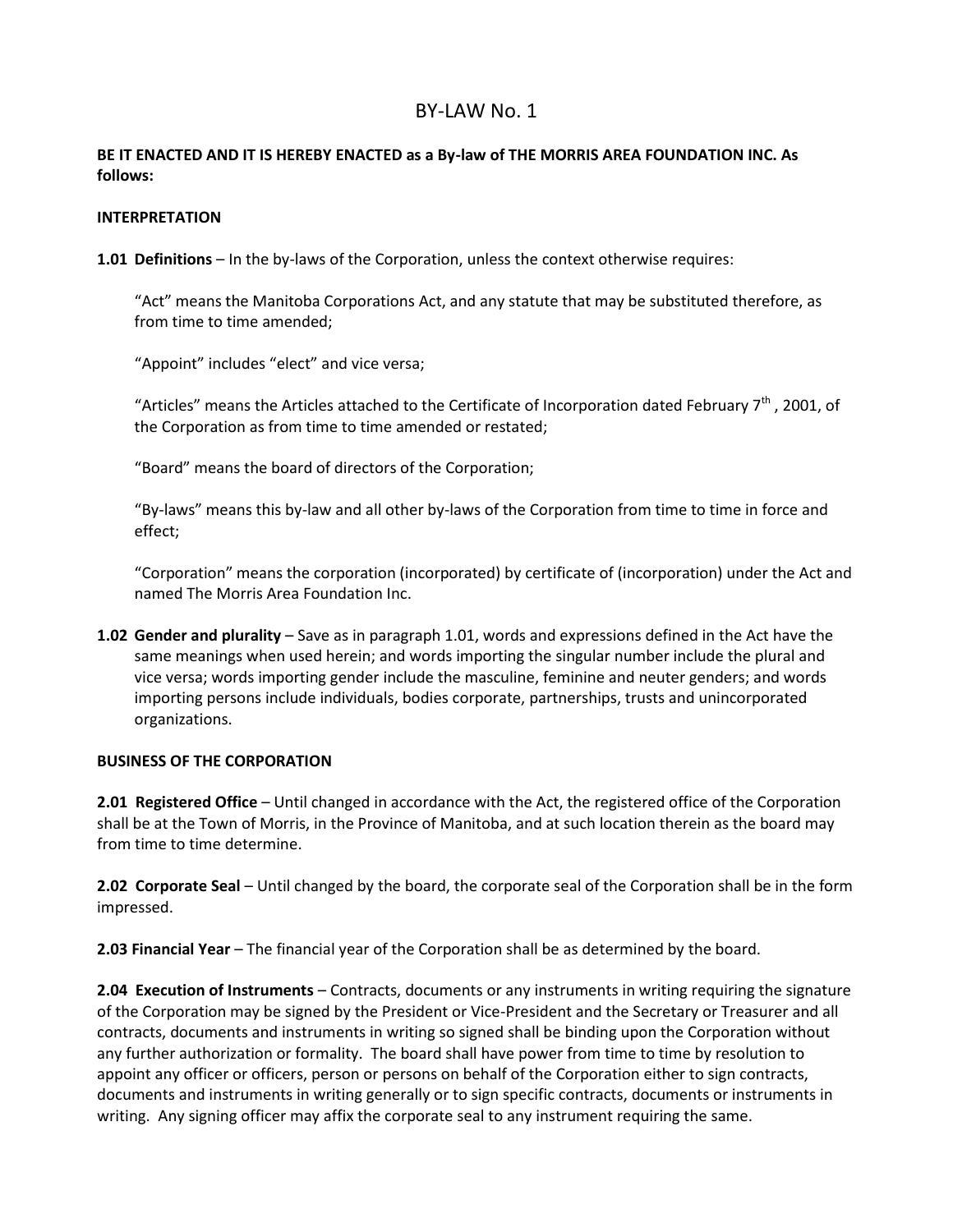# BY-LAW No. 1

**BE IT ENACTED AND IT IS HEREBY ENACTED as a By-law of THE MORRIS AREA FOUNDATION INC. As follows:**

**INTERPRETATION**

**1.01 Definitions** – In the by-laws of the Corporation, unless the context otherwise requires:

> "Act" means the Manitoba Corporations Act, and any statute that may be substituted therefore, as from time to time amended;
>
> "Appoint" includes "elect" and vice versa;
>
> "Articles" means the Articles attached to the Certificate of Incorporation dated February 7th, 2001, of the Corporation as from time to time amended or restated;
>
> "Board" means the board of directors of the Corporation;
>
> "By-laws" means this by-law and all other by-laws of the Corporation from time to time in force and effect;
>
> "Corporation" means the corporation (incorporated) by certificate of (incorporation) under the Act and named The Morris Area Foundation Inc.

**1.02 Gender and plurality** – Save as in paragraph 1.01, words and expressions defined in the Act have the same meanings when used herein; and words importing the singular number include the plural and vice versa; words importing gender include the masculine, feminine and neuter genders; and words importing persons include individuals, bodies corporate, partnerships, trusts and unincorporated organizations.

**BUSINESS OF THE CORPORATION**

**2.01 Registered Office** – Until changed in accordance with the Act, the registered office of the Corporation shall be at the Town of Morris, in the Province of Manitoba, and at such location therein as the board may from time to time determine.

**2.02 Corporate Seal** – Until changed by the board, the corporate seal of the Corporation shall be in the form impressed.

**2.03 Financial Year** – The financial year of the Corporation shall be as determined by the board.

**2.04 Execution of Instruments** – Contracts, documents or any instruments in writing requiring the signature of the Corporation may be signed by the President or Vice-President and the Secretary or Treasurer and all contracts, documents and instruments in writing so signed shall be binding upon the Corporation without any further authorization or formality. The board shall have power from time to time by resolution to appoint any officer or officers, person or persons on behalf of the Corporation either to sign contracts, documents and instruments in writing generally or to sign specific contracts, documents or instruments in writing. Any signing officer may affix the corporate seal to any instrument requiring the same.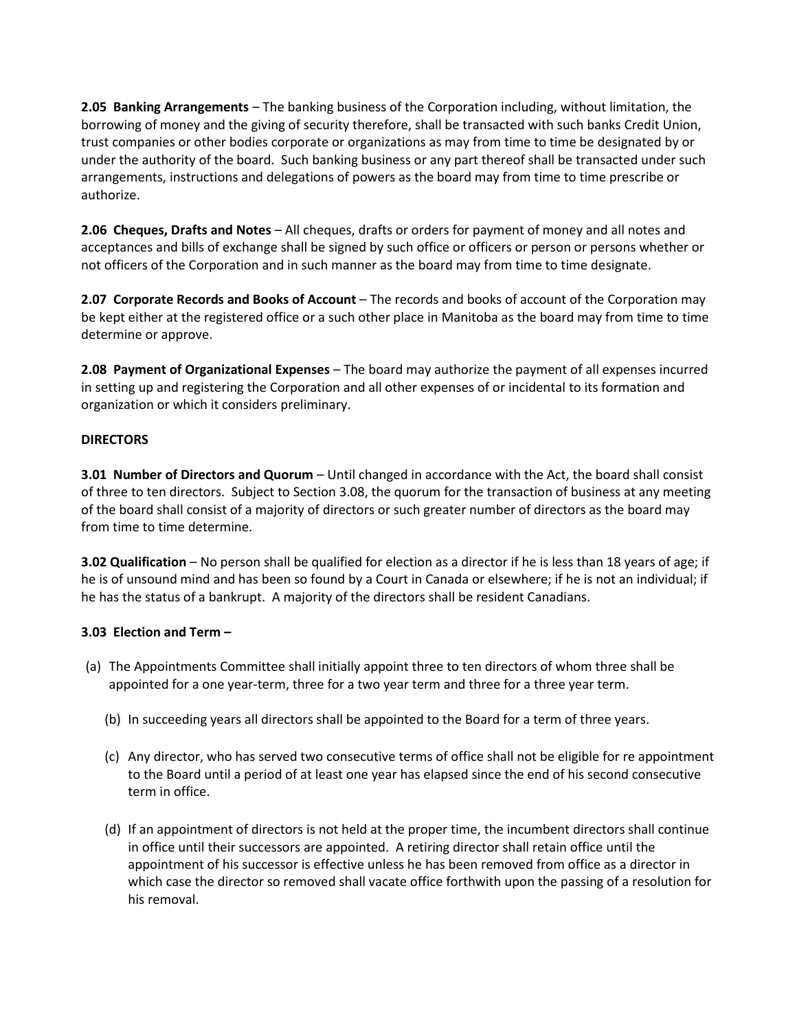**2.05 Banking Arrangements** – The banking business of the Corporation including, without limitation, the borrowing of money and the giving of security therefore, shall be transacted with such banks Credit Union, trust companies or other bodies corporate or organizations as may from time to time be designated by or under the authority of the board. Such banking business or any part thereof shall be transacted under such arrangements, instructions and delegations of powers as the board may from time to time prescribe or authorize.

**2.06 Cheques, Drafts and Notes** – All cheques, drafts or orders for payment of money and all notes and acceptances and bills of exchange shall be signed by such office or officers or person or persons whether or not officers of the Corporation and in such manner as the board may from time to time designate.

**2.07 Corporate Records and Books of Account** – The records and books of account of the Corporation may be kept either at the registered office or a such other place in Manitoba as the board may from time to time determine or approve.

**2.08 Payment of Organizational Expenses** – The board may authorize the payment of all expenses incurred in setting up and registering the Corporation and all other expenses of or incidental to its formation and organization or which it considers preliminary.

**DIRECTORS**

**3.01 Number of Directors and Quorum** – Until changed in accordance with the Act, the board shall consist of three to ten directors. Subject to Section 3.08, the quorum for the transaction of business at any meeting of the board shall consist of a majority of directors or such greater number of directors as the board may from time to time determine.

**3.02 Qualification** – No person shall be qualified for election as a director if he is less than 18 years of age; if he is of unsound mind and has been so found by a Court in Canada or elsewhere; if he is not an individual; if he has the status of a bankrupt. A majority of the directors shall be resident Canadians.

**3.03 Election and Term –**

(a) The Appointments Committee shall initially appoint three to ten directors of whom three shall be appointed for a one year-term, three for a two year term and three for a three year term.

(b) In succeeding years all directors shall be appointed to the Board for a term of three years.

(c) Any director, who has served two consecutive terms of office shall not be eligible for re appointment to the Board until a period of at least one year has elapsed since the end of his second consecutive term in office.

(d) If an appointment of directors is not held at the proper time, the incumbent directors shall continue in office until their successors are appointed. A retiring director shall retain office until the appointment of his successor is effective unless he has been removed from office as a director in which case the director so removed shall vacate office forthwith upon the passing of a resolution for his removal.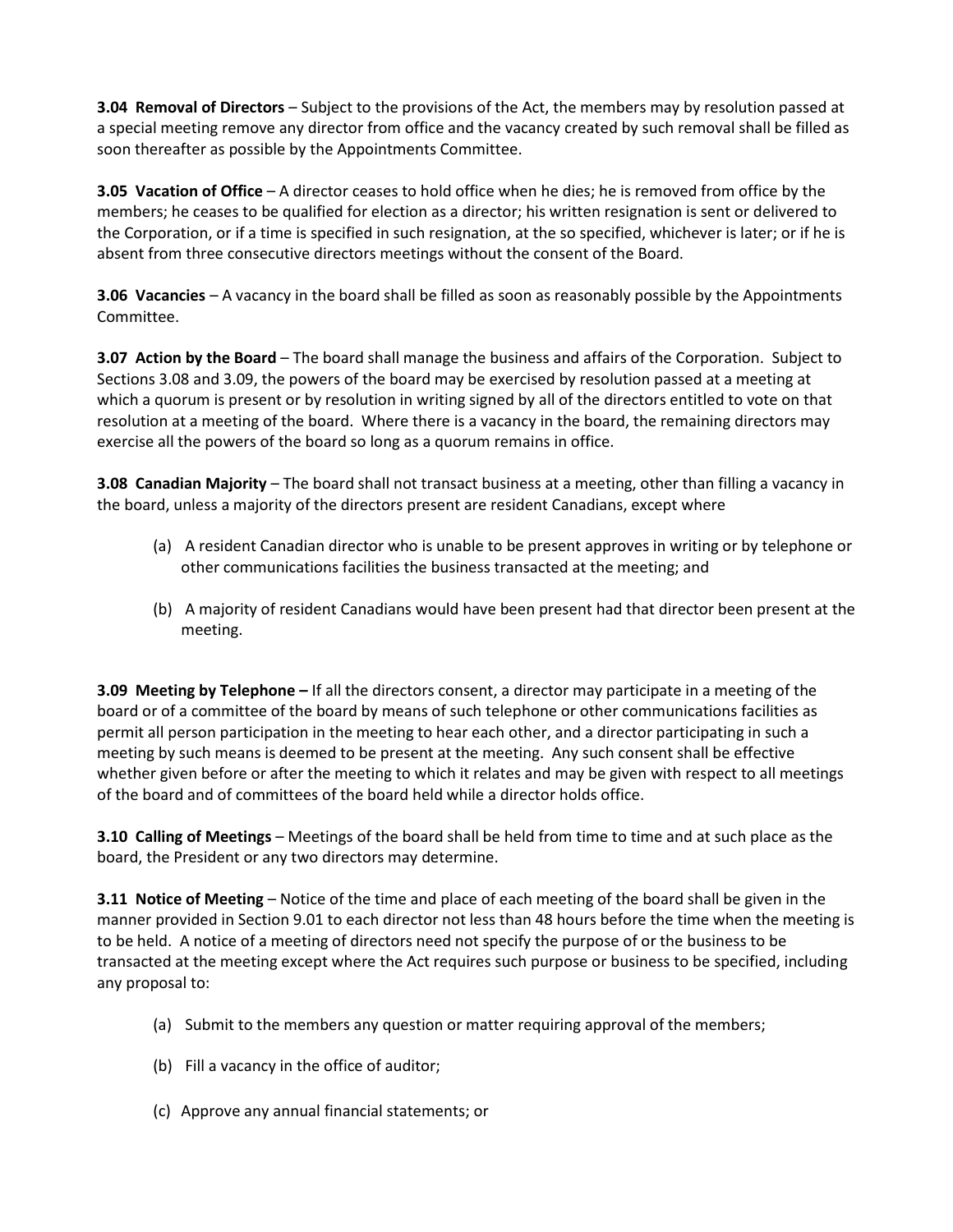**3.04 Removal of Directors** – Subject to the provisions of the Act, the members may by resolution passed at a special meeting remove any director from office and the vacancy created by such removal shall be filled as soon thereafter as possible by the Appointments Committee.

**3.05 Vacation of Office** – A director ceases to hold office when he dies; he is removed from office by the members; he ceases to be qualified for election as a director; his written resignation is sent or delivered to the Corporation, or if a time is specified in such resignation, at the so specified, whichever is later; or if he is absent from three consecutive directors meetings without the consent of the Board.

**3.06 Vacancies** – A vacancy in the board shall be filled as soon as reasonably possible by the Appointments Committee.

**3.07 Action by the Board** – The board shall manage the business and affairs of the Corporation. Subject to Sections 3.08 and 3.09, the powers of the board may be exercised by resolution passed at a meeting at which a quorum is present or by resolution in writing signed by all of the directors entitled to vote on that resolution at a meeting of the board. Where there is a vacancy in the board, the remaining directors may exercise all the powers of the board so long as a quorum remains in office.

**3.08 Canadian Majority** – The board shall not transact business at a meeting, other than filling a vacancy in the board, unless a majority of the directors present are resident Canadians, except where

(a) A resident Canadian director who is unable to be present approves in writing or by telephone or other communications facilities the business transacted at the meeting; and

(b) A majority of resident Canadians would have been present had that director been present at the meeting.

**3.09 Meeting by Telephone –** If all the directors consent, a director may participate in a meeting of the board or of a committee of the board by means of such telephone or other communications facilities as permit all person participation in the meeting to hear each other, and a director participating in such a meeting by such means is deemed to be present at the meeting. Any such consent shall be effective whether given before or after the meeting to which it relates and may be given with respect to all meetings of the board and of committees of the board held while a director holds office.

**3.10 Calling of Meetings** – Meetings of the board shall be held from time to time and at such place as the board, the President or any two directors may determine.

**3.11 Notice of Meeting** – Notice of the time and place of each meeting of the board shall be given in the manner provided in Section 9.01 to each director not less than 48 hours before the time when the meeting is to be held. A notice of a meeting of directors need not specify the purpose of or the business to be transacted at the meeting except where the Act requires such purpose or business to be specified, including any proposal to:

(a) Submit to the members any question or matter requiring approval of the members;

(b) Fill a vacancy in the office of auditor;

(c) Approve any annual financial statements; or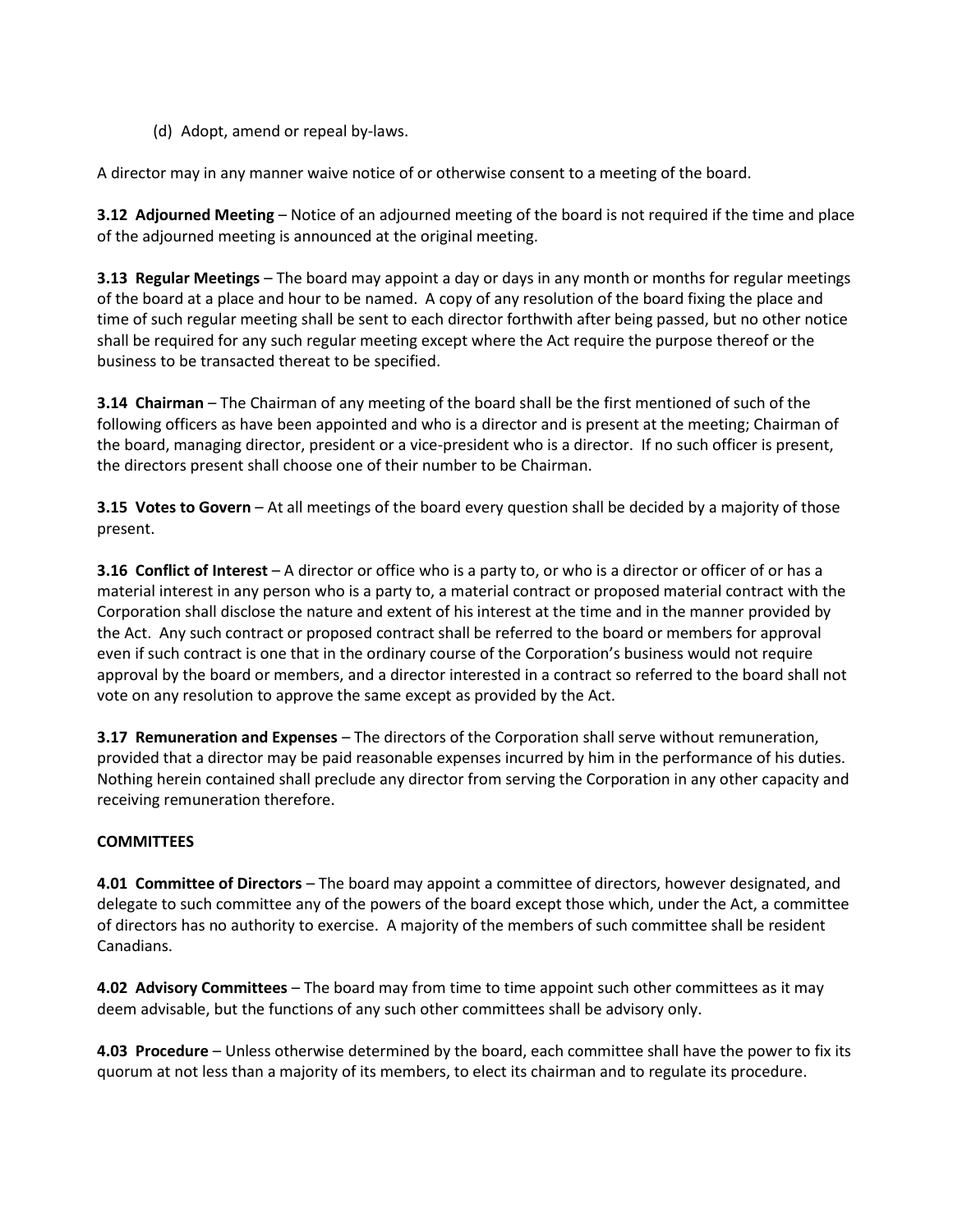(d) Adopt, amend or repeal by-laws.

A director may in any manner waive notice of or otherwise consent to a meeting of the board.

**3.12 Adjourned Meeting** – Notice of an adjourned meeting of the board is not required if the time and place of the adjourned meeting is announced at the original meeting.

**3.13 Regular Meetings** – The board may appoint a day or days in any month or months for regular meetings of the board at a place and hour to be named. A copy of any resolution of the board fixing the place and time of such regular meeting shall be sent to each director forthwith after being passed, but no other notice shall be required for any such regular meeting except where the Act require the purpose thereof or the business to be transacted thereat to be specified.

**3.14 Chairman** – The Chairman of any meeting of the board shall be the first mentioned of such of the following officers as have been appointed and who is a director and is present at the meeting; Chairman of the board, managing director, president or a vice-president who is a director. If no such officer is present, the directors present shall choose one of their number to be Chairman.

**3.15 Votes to Govern** – At all meetings of the board every question shall be decided by a majority of those present.

**3.16 Conflict of Interest** – A director or office who is a party to, or who is a director or officer of or has a material interest in any person who is a party to, a material contract or proposed material contract with the Corporation shall disclose the nature and extent of his interest at the time and in the manner provided by the Act. Any such contract or proposed contract shall be referred to the board or members for approval even if such contract is one that in the ordinary course of the Corporation's business would not require approval by the board or members, and a director interested in a contract so referred to the board shall not vote on any resolution to approve the same except as provided by the Act.

**3.17 Remuneration and Expenses** – The directors of the Corporation shall serve without remuneration, provided that a director may be paid reasonable expenses incurred by him in the performance of his duties. Nothing herein contained shall preclude any director from serving the Corporation in any other capacity and receiving remuneration therefore.

**COMMITTEES**

**4.01 Committee of Directors** – The board may appoint a committee of directors, however designated, and delegate to such committee any of the powers of the board except those which, under the Act, a committee of directors has no authority to exercise. A majority of the members of such committee shall be resident Canadians.

**4.02 Advisory Committees** – The board may from time to time appoint such other committees as it may deem advisable, but the functions of any such other committees shall be advisory only.

**4.03 Procedure** – Unless otherwise determined by the board, each committee shall have the power to fix its quorum at not less than a majority of its members, to elect its chairman and to regulate its procedure.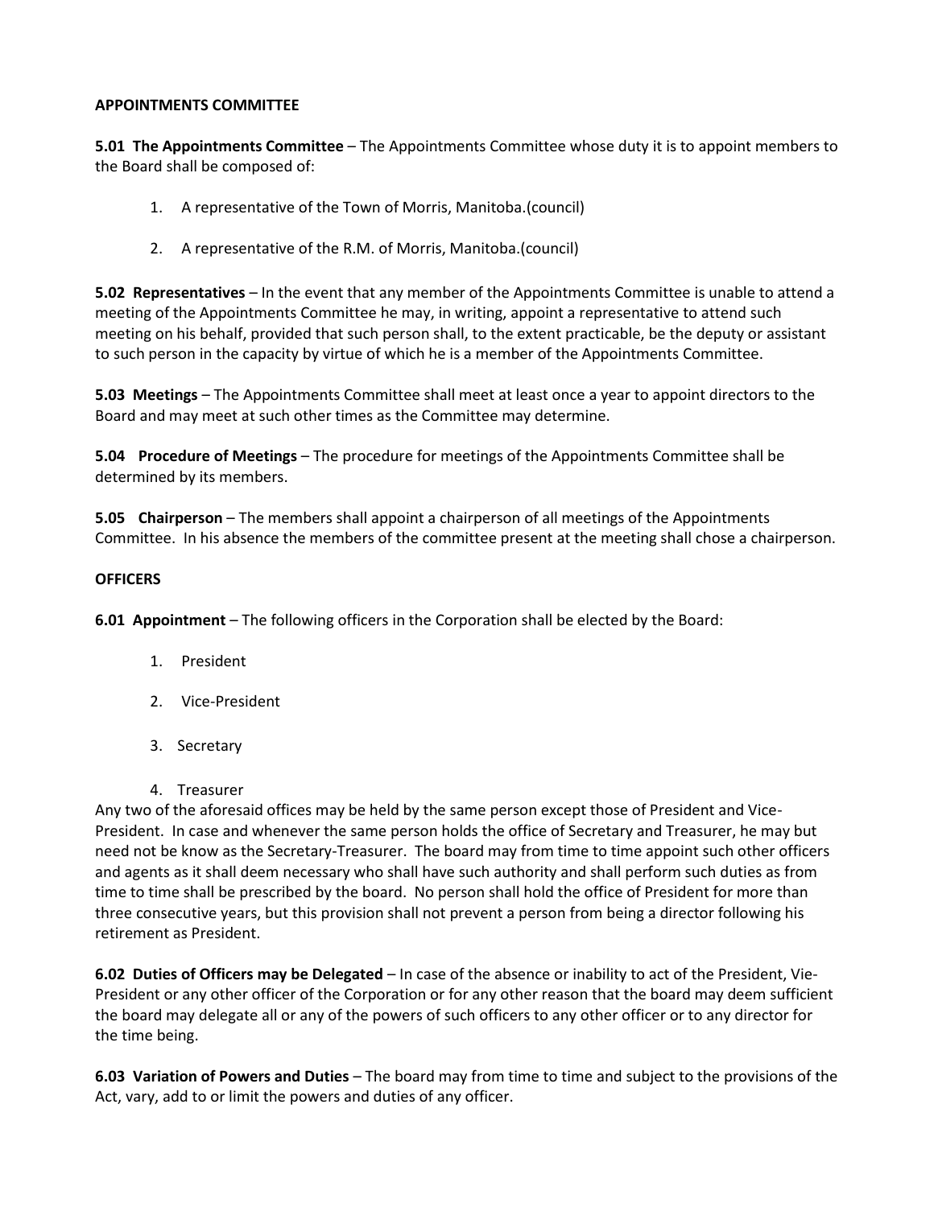**APPOINTMENTS COMMITTEE**

**5.01 The Appointments Committee** – The Appointments Committee whose duty it is to appoint members to the Board shall be composed of:

1. A representative of the Town of Morris, Manitoba.(council)
2. A representative of the R.M. of Morris, Manitoba.(council)

**5.02 Representatives** – In the event that any member of the Appointments Committee is unable to attend a meeting of the Appointments Committee he may, in writing, appoint a representative to attend such meeting on his behalf, provided that such person shall, to the extent practicable, be the deputy or assistant to such person in the capacity by virtue of which he is a member of the Appointments Committee.

**5.03 Meetings** – The Appointments Committee shall meet at least once a year to appoint directors to the Board and may meet at such other times as the Committee may determine.

**5.04 Procedure of Meetings** – The procedure for meetings of the Appointments Committee shall be determined by its members.

**5.05 Chairperson** – The members shall appoint a chairperson of all meetings of the Appointments Committee. In his absence the members of the committee present at the meeting shall chose a chairperson.

**OFFICERS**

**6.01 Appointment** – The following officers in the Corporation shall be elected by the Board:

1. President
2. Vice-President
3. Secretary
4. Treasurer

Any two of the aforesaid offices may be held by the same person except those of President and Vice-President. In case and whenever the same person holds the office of Secretary and Treasurer, he may but need not be know as the Secretary-Treasurer. The board may from time to time appoint such other officers and agents as it shall deem necessary who shall have such authority and shall perform such duties as from time to time shall be prescribed by the board. No person shall hold the office of President for more than three consecutive years, but this provision shall not prevent a person from being a director following his retirement as President.

**6.02 Duties of Officers may be Delegated** – In case of the absence or inability to act of the President, Vie-President or any other officer of the Corporation or for any other reason that the board may deem sufficient the board may delegate all or any of the powers of such officers to any other officer or to any director for the time being.

**6.03 Variation of Powers and Duties** – The board may from time to time and subject to the provisions of the Act, vary, add to or limit the powers and duties of any officer.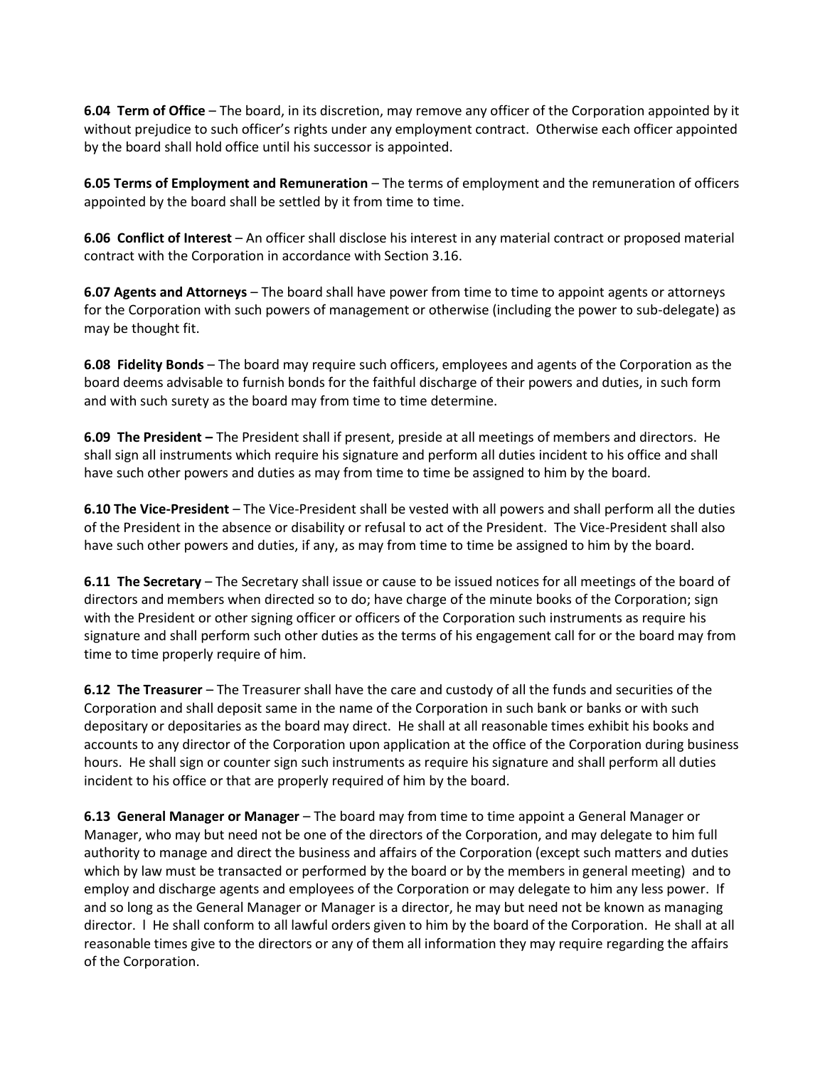**6.04 Term of Office** – The board, in its discretion, may remove any officer of the Corporation appointed by it without prejudice to such officer's rights under any employment contract. Otherwise each officer appointed by the board shall hold office until his successor is appointed.

**6.05 Terms of Employment and Remuneration** – The terms of employment and the remuneration of officers appointed by the board shall be settled by it from time to time.

**6.06 Conflict of Interest** – An officer shall disclose his interest in any material contract or proposed material contract with the Corporation in accordance with Section 3.16.

**6.07 Agents and Attorneys** – The board shall have power from time to time to appoint agents or attorneys for the Corporation with such powers of management or otherwise (including the power to sub-delegate) as may be thought fit.

**6.08 Fidelity Bonds** – The board may require such officers, employees and agents of the Corporation as the board deems advisable to furnish bonds for the faithful discharge of their powers and duties, in such form and with such surety as the board may from time to time determine.

**6.09 The President –** The President shall if present, preside at all meetings of members and directors. He shall sign all instruments which require his signature and perform all duties incident to his office and shall have such other powers and duties as may from time to time be assigned to him by the board.

**6.10 The Vice-President** – The Vice-President shall be vested with all powers and shall perform all the duties of the President in the absence or disability or refusal to act of the President. The Vice-President shall also have such other powers and duties, if any, as may from time to time be assigned to him by the board.

**6.11 The Secretary** – The Secretary shall issue or cause to be issued notices for all meetings of the board of directors and members when directed so to do; have charge of the minute books of the Corporation; sign with the President or other signing officer or officers of the Corporation such instruments as require his signature and shall perform such other duties as the terms of his engagement call for or the board may from time to time properly require of him.

**6.12 The Treasurer** – The Treasurer shall have the care and custody of all the funds and securities of the Corporation and shall deposit same in the name of the Corporation in such bank or banks or with such depositary or depositaries as the board may direct. He shall at all reasonable times exhibit his books and accounts to any director of the Corporation upon application at the office of the Corporation during business hours. He shall sign or counter sign such instruments as require his signature and shall perform all duties incident to his office or that are properly required of him by the board.

**6.13 General Manager or Manager** – The board may from time to time appoint a General Manager or Manager, who may but need not be one of the directors of the Corporation, and may delegate to him full authority to manage and direct the business and affairs of the Corporation (except such matters and duties which by law must be transacted or performed by the board or by the members in general meeting) and to employ and discharge agents and employees of the Corporation or may delegate to him any less power. If and so long as the General Manager or Manager is a director, he may but need not be known as managing director. l He shall conform to all lawful orders given to him by the board of the Corporation. He shall at all reasonable times give to the directors or any of them all information they may require regarding the affairs of the Corporation.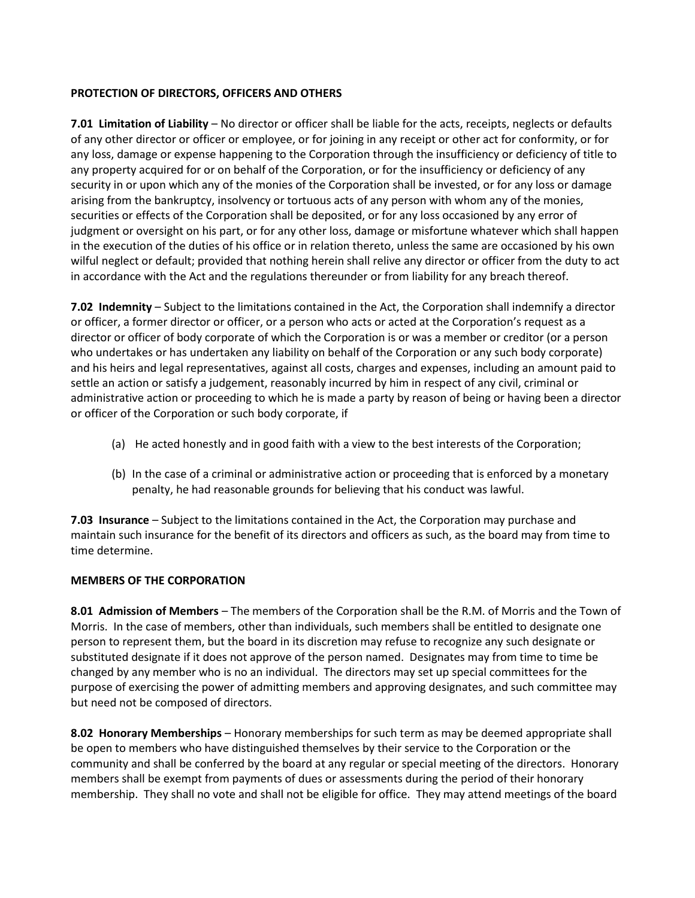**PROTECTION OF DIRECTORS, OFFICERS AND OTHERS**

**7.01 Limitation of Liability** – No director or officer shall be liable for the acts, receipts, neglects or defaults of any other director or officer or employee, or for joining in any receipt or other act for conformity, or for any loss, damage or expense happening to the Corporation through the insufficiency or deficiency of title to any property acquired for or on behalf of the Corporation, or for the insufficiency or deficiency of any security in or upon which any of the monies of the Corporation shall be invested, or for any loss or damage arising from the bankruptcy, insolvency or tortuous acts of any person with whom any of the monies, securities or effects of the Corporation shall be deposited, or for any loss occasioned by any error of judgment or oversight on his part, or for any other loss, damage or misfortune whatever which shall happen in the execution of the duties of his office or in relation thereto, unless the same are occasioned by his own wilful neglect or default; provided that nothing herein shall relive any director or officer from the duty to act in accordance with the Act and the regulations thereunder or from liability for any breach thereof.

**7.02 Indemnity** – Subject to the limitations contained in the Act, the Corporation shall indemnify a director or officer, a former director or officer, or a person who acts or acted at the Corporation's request as a director or officer of body corporate of which the Corporation is or was a member or creditor (or a person who undertakes or has undertaken any liability on behalf of the Corporation or any such body corporate) and his heirs and legal representatives, against all costs, charges and expenses, including an amount paid to settle an action or satisfy a judgement, reasonably incurred by him in respect of any civil, criminal or administrative action or proceeding to which he is made a party by reason of being or having been a director or officer of the Corporation or such body corporate, if

(a) He acted honestly and in good faith with a view to the best interests of the Corporation;

(b) In the case of a criminal or administrative action or proceeding that is enforced by a monetary penalty, he had reasonable grounds for believing that his conduct was lawful.

**7.03 Insurance** – Subject to the limitations contained in the Act, the Corporation may purchase and maintain such insurance for the benefit of its directors and officers as such, as the board may from time to time determine.

**MEMBERS OF THE CORPORATION**

**8.01 Admission of Members** – The members of the Corporation shall be the R.M. of Morris and the Town of Morris. In the case of members, other than individuals, such members shall be entitled to designate one person to represent them, but the board in its discretion may refuse to recognize any such designate or substituted designate if it does not approve of the person named. Designates may from time to time be changed by any member who is no an individual. The directors may set up special committees for the purpose of exercising the power of admitting members and approving designates, and such committee may but need not be composed of directors.

**8.02 Honorary Memberships** – Honorary memberships for such term as may be deemed appropriate shall be open to members who have distinguished themselves by their service to the Corporation or the community and shall be conferred by the board at any regular or special meeting of the directors. Honorary members shall be exempt from payments of dues or assessments during the period of their honorary membership. They shall no vote and shall not be eligible for office. They may attend meetings of the board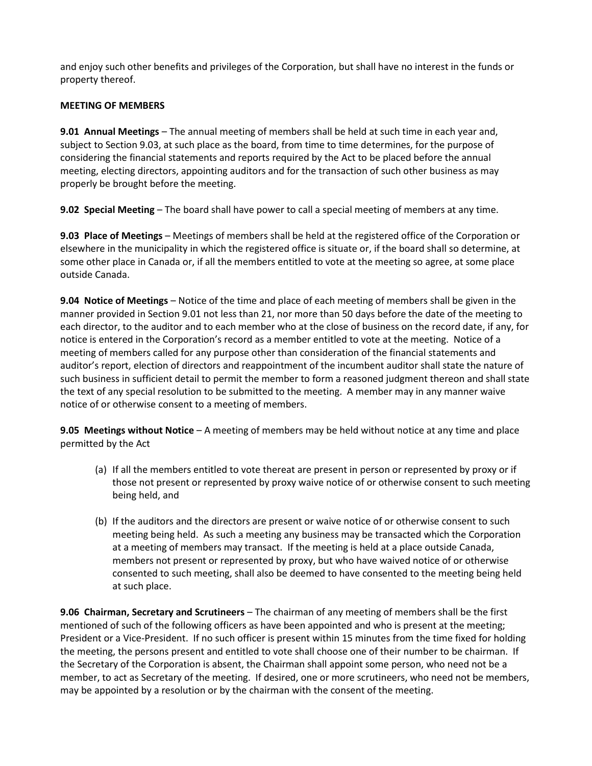and enjoy such other benefits and privileges of the Corporation, but shall have no interest in the funds or property thereof.

**MEETING OF MEMBERS**

**9.01 Annual Meetings** – The annual meeting of members shall be held at such time in each year and, subject to Section 9.03, at such place as the board, from time to time determines, for the purpose of considering the financial statements and reports required by the Act to be placed before the annual meeting, electing directors, appointing auditors and for the transaction of such other business as may properly be brought before the meeting.

**9.02 Special Meeting** – The board shall have power to call a special meeting of members at any time.

**9.03 Place of Meetings** – Meetings of members shall be held at the registered office of the Corporation or elsewhere in the municipality in which the registered office is situate or, if the board shall so determine, at some other place in Canada or, if all the members entitled to vote at the meeting so agree, at some place outside Canada.

**9.04 Notice of Meetings** – Notice of the time and place of each meeting of members shall be given in the manner provided in Section 9.01 not less than 21, nor more than 50 days before the date of the meeting to each director, to the auditor and to each member who at the close of business on the record date, if any, for notice is entered in the Corporation's record as a member entitled to vote at the meeting. Notice of a meeting of members called for any purpose other than consideration of the financial statements and auditor's report, election of directors and reappointment of the incumbent auditor shall state the nature of such business in sufficient detail to permit the member to form a reasoned judgment thereon and shall state the text of any special resolution to be submitted to the meeting. A member may in any manner waive notice of or otherwise consent to a meeting of members.

**9.05 Meetings without Notice** – A meeting of members may be held without notice at any time and place permitted by the Act

(a) If all the members entitled to vote thereat are present in person or represented by proxy or if those not present or represented by proxy waive notice of or otherwise consent to such meeting being held, and

(b) If the auditors and the directors are present or waive notice of or otherwise consent to such meeting being held. As such a meeting any business may be transacted which the Corporation at a meeting of members may transact. If the meeting is held at a place outside Canada, members not present or represented by proxy, but who have waived notice of or otherwise consented to such meeting, shall also be deemed to have consented to the meeting being held at such place.

**9.06 Chairman, Secretary and Scrutineers** – The chairman of any meeting of members shall be the first mentioned of such of the following officers as have been appointed and who is present at the meeting; President or a Vice-President. If no such officer is present within 15 minutes from the time fixed for holding the meeting, the persons present and entitled to vote shall choose one of their number to be chairman. If the Secretary of the Corporation is absent, the Chairman shall appoint some person, who need not be a member, to act as Secretary of the meeting. If desired, one or more scrutineers, who need not be members, may be appointed by a resolution or by the chairman with the consent of the meeting.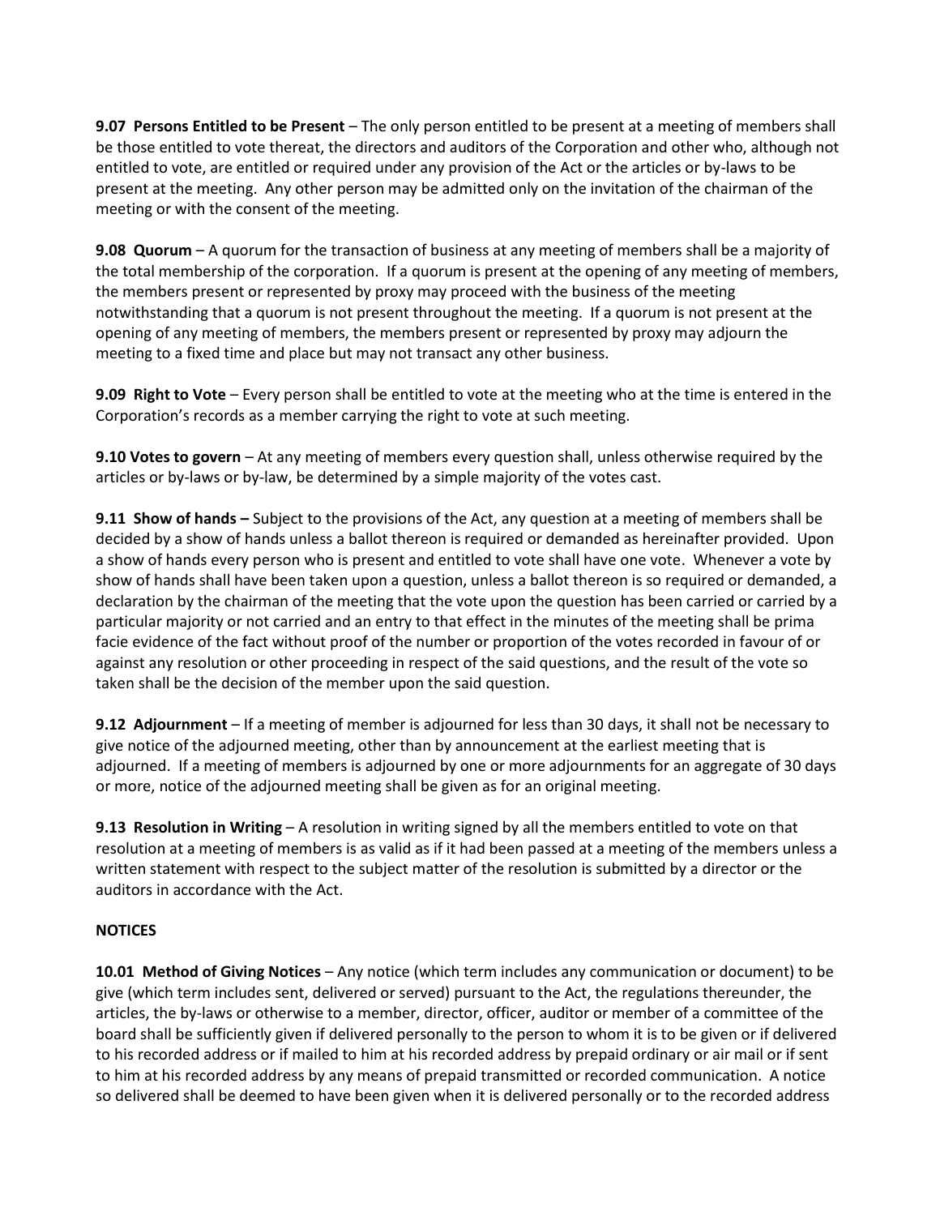**9.07 Persons Entitled to be Present** – The only person entitled to be present at a meeting of members shall be those entitled to vote thereat, the directors and auditors of the Corporation and other who, although not entitled to vote, are entitled or required under any provision of the Act or the articles or by-laws to be present at the meeting. Any other person may be admitted only on the invitation of the chairman of the meeting or with the consent of the meeting.

**9.08 Quorum** – A quorum for the transaction of business at any meeting of members shall be a majority of the total membership of the corporation. If a quorum is present at the opening of any meeting of members, the members present or represented by proxy may proceed with the business of the meeting notwithstanding that a quorum is not present throughout the meeting. If a quorum is not present at the opening of any meeting of members, the members present or represented by proxy may adjourn the meeting to a fixed time and place but may not transact any other business.

**9.09 Right to Vote** – Every person shall be entitled to vote at the meeting who at the time is entered in the Corporation's records as a member carrying the right to vote at such meeting.

**9.10 Votes to govern** – At any meeting of members every question shall, unless otherwise required by the articles or by-laws or by-law, be determined by a simple majority of the votes cast.

**9.11 Show of hands –** Subject to the provisions of the Act, any question at a meeting of members shall be decided by a show of hands unless a ballot thereon is required or demanded as hereinafter provided. Upon a show of hands every person who is present and entitled to vote shall have one vote. Whenever a vote by show of hands shall have been taken upon a question, unless a ballot thereon is so required or demanded, a declaration by the chairman of the meeting that the vote upon the question has been carried or carried by a particular majority or not carried and an entry to that effect in the minutes of the meeting shall be prima facie evidence of the fact without proof of the number or proportion of the votes recorded in favour of or against any resolution or other proceeding in respect of the said questions, and the result of the vote so taken shall be the decision of the member upon the said question.

**9.12 Adjournment** – If a meeting of member is adjourned for less than 30 days, it shall not be necessary to give notice of the adjourned meeting, other than by announcement at the earliest meeting that is adjourned. If a meeting of members is adjourned by one or more adjournments for an aggregate of 30 days or more, notice of the adjourned meeting shall be given as for an original meeting.

**9.13 Resolution in Writing** – A resolution in writing signed by all the members entitled to vote on that resolution at a meeting of members is as valid as if it had been passed at a meeting of the members unless a written statement with respect to the subject matter of the resolution is submitted by a director or the auditors in accordance with the Act.

**NOTICES**

**10.01 Method of Giving Notices** – Any notice (which term includes any communication or document) to be give (which term includes sent, delivered or served) pursuant to the Act, the regulations thereunder, the articles, the by-laws or otherwise to a member, director, officer, auditor or member of a committee of the board shall be sufficiently given if delivered personally to the person to whom it is to be given or if delivered to his recorded address or if mailed to him at his recorded address by prepaid ordinary or air mail or if sent to him at his recorded address by any means of prepaid transmitted or recorded communication. A notice so delivered shall be deemed to have been given when it is delivered personally or to the recorded address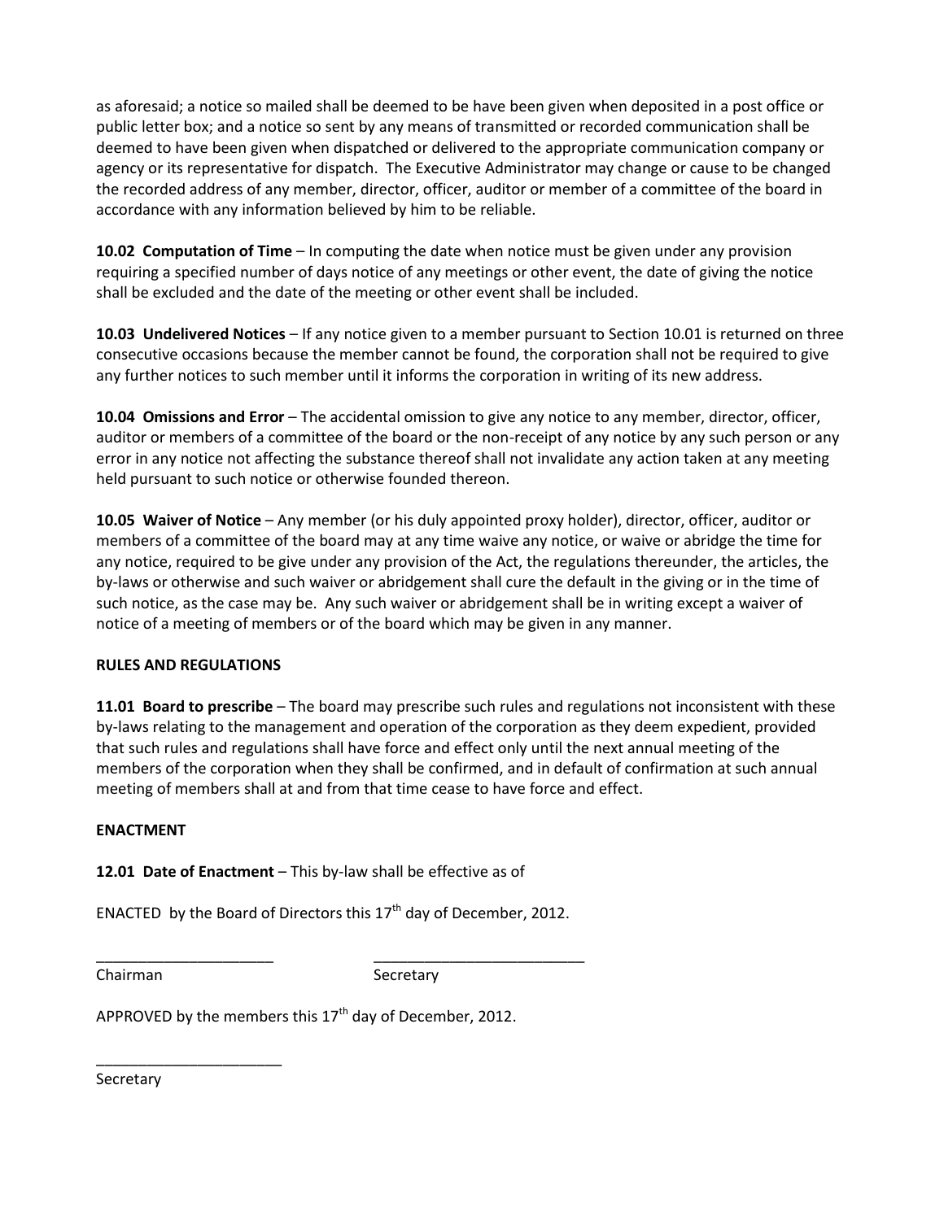as aforesaid; a notice so mailed shall be deemed to be have been given when deposited in a post office or public letter box; and a notice so sent by any means of transmitted or recorded communication shall be deemed to have been given when dispatched or delivered to the appropriate communication company or agency or its representative for dispatch. The Executive Administrator may change or cause to be changed the recorded address of any member, director, officer, auditor or member of a committee of the board in accordance with any information believed by him to be reliable.

**10.02 Computation of Time** – In computing the date when notice must be given under any provision requiring a specified number of days notice of any meetings or other event, the date of giving the notice shall be excluded and the date of the meeting or other event shall be included.

**10.03 Undelivered Notices** – If any notice given to a member pursuant to Section 10.01 is returned on three consecutive occasions because the member cannot be found, the corporation shall not be required to give any further notices to such member until it informs the corporation in writing of its new address.

**10.04 Omissions and Error** – The accidental omission to give any notice to any member, director, officer, auditor or members of a committee of the board or the non-receipt of any notice by any such person or any error in any notice not affecting the substance thereof shall not invalidate any action taken at any meeting held pursuant to such notice or otherwise founded thereon.

**10.05 Waiver of Notice** – Any member (or his duly appointed proxy holder), director, officer, auditor or members of a committee of the board may at any time waive any notice, or waive or abridge the time for any notice, required to be give under any provision of the Act, the regulations thereunder, the articles, the by-laws or otherwise and such waiver or abridgement shall cure the default in the giving or in the time of such notice, as the case may be. Any such waiver or abridgement shall be in writing except a waiver of notice of a meeting of members or of the board which may be given in any manner.

**RULES AND REGULATIONS**

**11.01 Board to prescribe** – The board may prescribe such rules and regulations not inconsistent with these by-laws relating to the management and operation of the corporation as they deem expedient, provided that such rules and regulations shall have force and effect only until the next annual meeting of the members of the corporation when they shall be confirmed, and in default of confirmation at such annual meeting of members shall at and from that time cease to have force and effect.

**ENACTMENT**

**12.01 Date of Enactment** – This by-law shall be effective as of

ENACTED by the Board of Directors this 17th day of December, 2012.

______________________ __________________________

Chairman Secretary

APPROVED by the members this 17th day of December, 2012.

______________________

Secretary